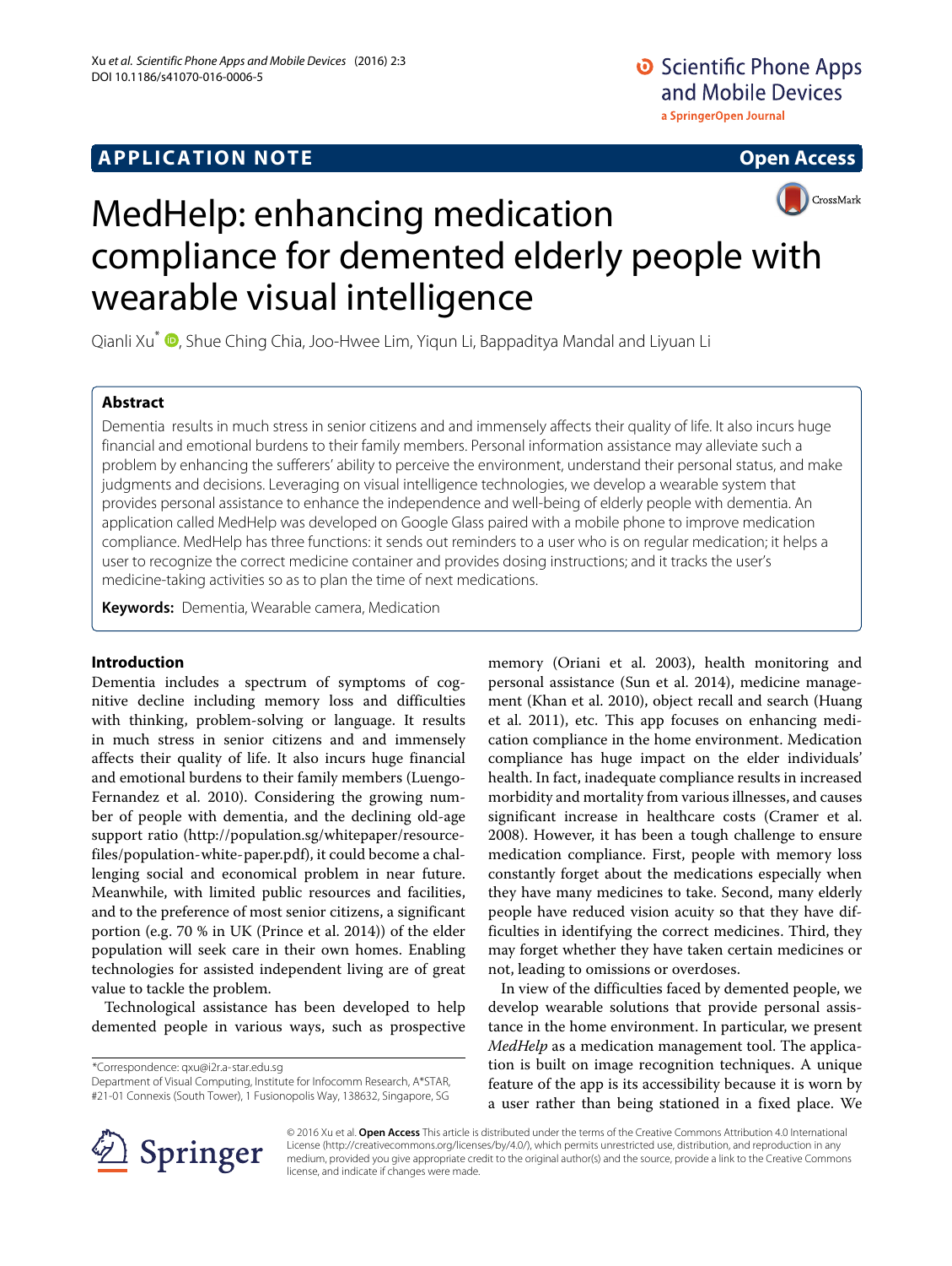**APPLICATION NOTE** **Open Access**

# MedHelp: enhancing medication compliance for demented elderly people with wearable visual intelligence

Qianli Xu[*], Shue Ching Chia, Joo-Hwee Lim, Yiqun Li, Bappaditya Mandal and Liyuan Li

## Abstract

Dementia results in much stress in senior citizens and and immensely affects their quality of life. It also incurs huge financial and emotional burdens to their family members. Personal information assistance may alleviate such a problem by enhancing the sufferers' ability to perceive the environment, understand their personal status, and make judgments and decisions. Leveraging on visual intelligence technologies, we develop a wearable system that provides personal assistance to enhance the independence and well-being of elderly people with dementia. An application called MedHelp was developed on Google Glass paired with a mobile phone to improve medication compliance. MedHelp has three functions: it sends out reminders to a user who is on regular medication; it helps a user to recognize the correct medicine container and provides dosing instructions; and it tracks the user's medicine-taking activities so as to plan the time of next medications.

**Keywords:** Dementia, Wearable camera, Medication

## Introduction

Dementia includes a spectrum of symptoms of cognitive decline including memory loss and difficulties with thinking, problem-solving or language. It results in much stress in senior citizens and immensely affects their quality of life. It also incurs huge financial and emotional burdens to their family members (Luengo-Fernandez et al. 2010). Considering the growing number of people with dementia, and the declining old-age support ratio (http://population.sg/whitepaper/resource-files/population-white-paper.pdf), it could become a challenging social and economical problem in near future. Meanwhile, with limited public resources and facilities, and to the preference of most senior citizens, a significant portion (e.g. 70 % in UK (Prince et al. 2014)) of the elder population will seek care in their own homes. Enabling technologies for assisted independent living are of great value to tackle the problem.

Technological assistance has been developed to help demented people in various ways, such as prospective memory (Oriani et al. 2003), health monitoring and personal assistance (Sun et al. 2014), medicine management (Khan et al. 2010), object recall and search (Huang et al. 2011), etc. This app focuses on enhancing medication compliance in the home environment. Medication compliance has huge impact on the elder individuals' health. In fact, inadequate compliance results in increased morbidity and mortality from various illnesses, and causes significant increase in healthcare costs (Cramer et al. 2008). However, it has been a tough challenge to ensure medication compliance. First, people with memory loss constantly forget about the medications especially when they have many medicines to take. Second, many elderly people have reduced vision acuity so that they have difficulties in identifying the correct medicines. Third, they may forget whether they have taken certain medicines or not, leading to omissions or overdoses.

In view of the difficulties faced by demented people, we develop wearable solutions that provide personal assistance in the home environment. In particular, we present *MedHelp* as a medication management tool. The application is built on image recognition techniques. A unique feature of the app is its accessibility because it is worn by a user rather than being stationed in a fixed place. We

*Correspondence: qxu@i2r.a-star.edu.sg
Department of Visual Computing, Institute for Infocomm Research, A*STAR, #21-01 Connexis (South Tower), 1 Fusionopolis Way, 138632, Singapore, SG

© 2016 Xu et al. **Open Access** This article is distributed under the terms of the Creative Commons Attribution 4.0 International License (http://creativecommons.org/licenses/by/4.0/), which permits unrestricted use, distribution, and reproduction in any medium, provided you give appropriate credit to the original author(s) and the source, provide a link to the Creative Commons license, and indicate if changes were made.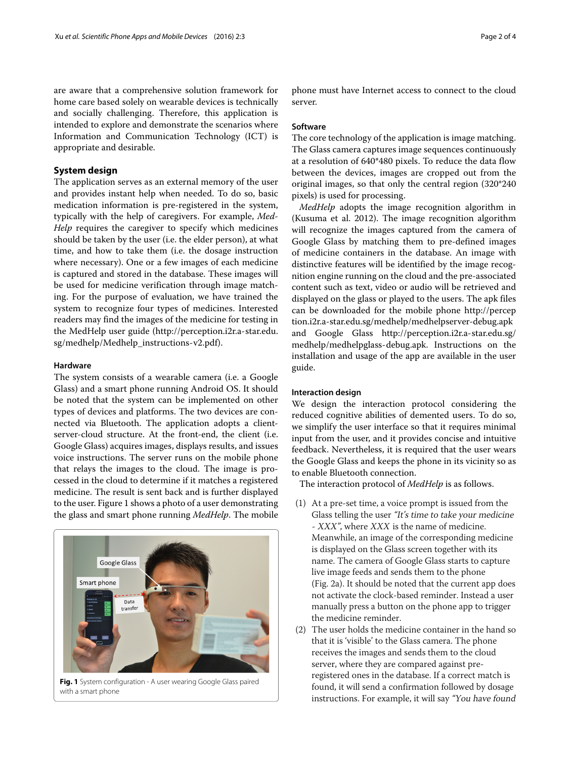are aware that a comprehensive solution framework for home care based solely on wearable devices is technically and socially challenging. Therefore, this application is intended to explore and demonstrate the scenarios where Information and Communication Technology (ICT) is appropriate and desirable.

## System design

The application serves as an external memory of the user and provides instant help when needed. To do so, basic medication information is pre-registered in the system, typically with the help of caregivers. For example, *MedHelp* requires the caregiver to specify which medicines should be taken by the user (i.e. the elder person), at what time, and how to take them (i.e. the dosage instruction where necessary). One or a few images of each medicine is captured and stored in the database. These images will be used for medicine verification through image matching. For the purpose of evaluation, we have trained the system to recognize four types of medicines. Interested readers may find the images of the medicine for testing in the MedHelp user guide (http://perception.i2r.a-star.edu.sg/medhelp/Medhelp_instructions-v2.pdf).

### Hardware

The system consists of a wearable camera (i.e. a Google Glass) and a smart phone running Android OS. It should be noted that the system can be implemented on other types of devices and platforms. The two devices are connected via Bluetooth. The application adopts a client-server-cloud structure. At the front-end, the client (i.e. Google Glass) acquires images, displays results, and issues voice instructions. The server runs on the mobile phone that relays the images to the cloud. The image is processed in the cloud to determine if it matches a registered medicine. The result is sent back and is further displayed to the user. Figure 1 shows a photo of a user demonstrating the glass and smart phone running *MedHelp*. The mobile phone must have Internet access to connect to the cloud server.

**Fig. 1** System configuration - A user wearing Google Glass paired with a smart phone

### Software

The core technology of the application is image matching. The Glass camera captures image sequences continuously at a resolution of 640*480 pixels. To reduce the data flow between the devices, images are cropped out from the original images, so that only the central region (320*240 pixels) is used for processing.

*MedHelp* adopts the image recognition algorithm in (Kusuma et al. 2012). The image recognition algorithm will recognize the images captured from the camera of Google Glass by matching them to pre-defined images of medicine containers in the database. An image with distinctive features will be identified by the image recognition engine running on the cloud and the pre-associated content such as text, video or audio will be retrieved and displayed on the glass or played to the users. The apk files can be downloaded for the mobile phone http://perception.i2r.a-star.edu.sg/medhelp/medhelpserver-debug.apk and Google Glass http://perception.i2r.a-star.edu.sg/medhelp/medhelpglass-debug.apk. Instructions on the installation and usage of the app are available in the user guide.

### Interaction design

We design the interaction protocol considering the reduced cognitive abilities of demented users. To do so, we simplify the user interface so that it requires minimal input from the user, and it provides concise and intuitive feedback. Nevertheless, it is required that the user wears the Google Glass and keeps the phone in its vicinity so as to enable Bluetooth connection.

The interaction protocol of *MedHelp* is as follows.

(1) At a pre-set time, a voice prompt is issued from the Glass telling the user *"It's time to take your medicine - XXX"*, where *XXX* is the name of medicine. Meanwhile, an image of the corresponding medicine is displayed on the Glass screen together with its name. The camera of Google Glass starts to capture live image feeds and sends them to the phone (Fig. 2a). It should be noted that the current app does not activate the clock-based reminder. Instead a user manually press a button on the phone app to trigger the medicine reminder.

(2) The user holds the medicine container in the hand so that it is 'visible' to the Glass camera. The phone receives the images and sends them to the cloud server, where they are compared against pre-registered ones in the database. If a correct match is found, it will send a confirmation followed by dosage instructions. For example, it will say *"You have found*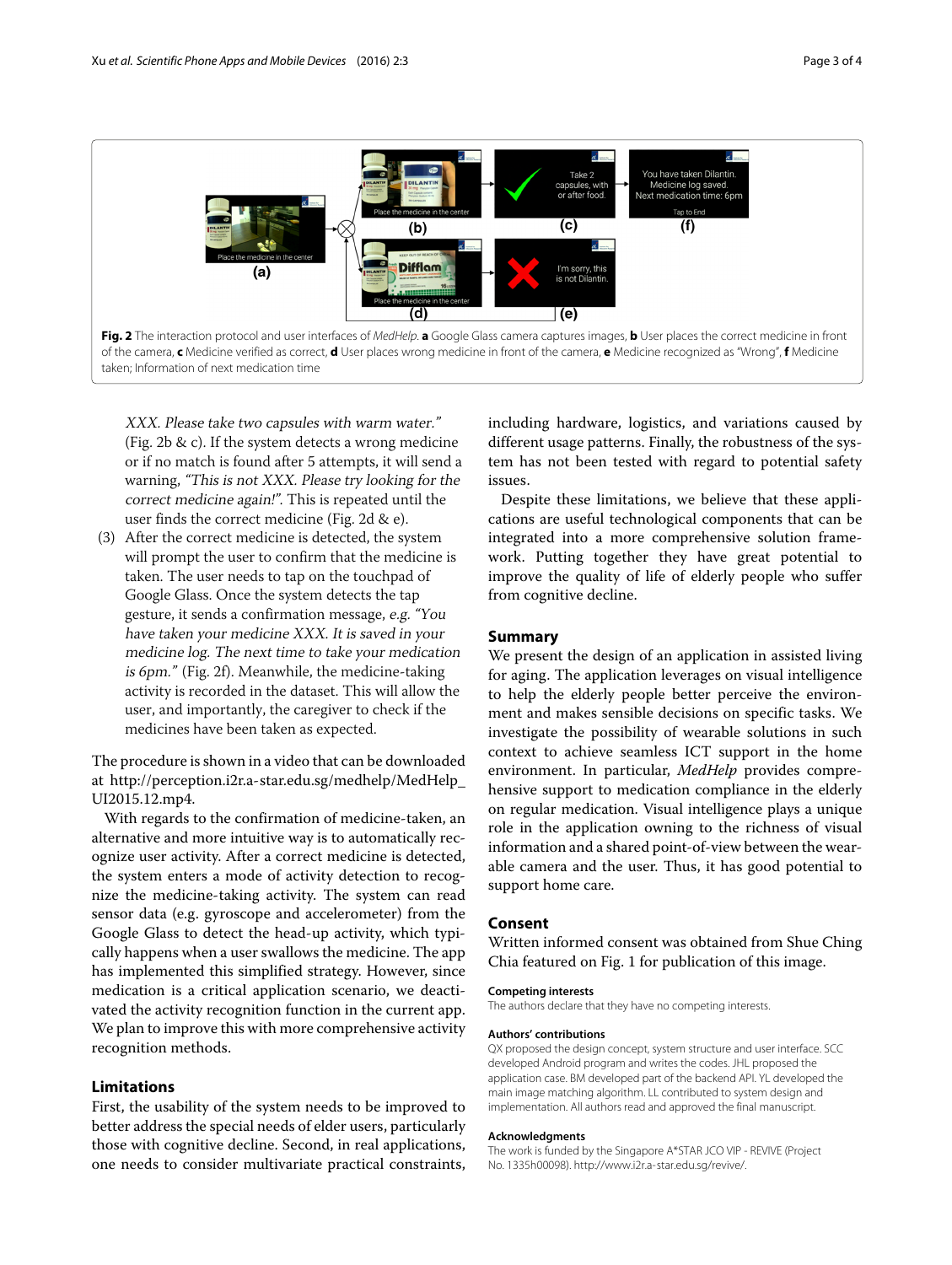Fig. 2 The interaction protocol and user interfaces of *MedHelp*. **a** Google Glass camera captures images, **b** User places the correct medicine in front of the camera, **c** Medicine verified as correct, **d** User places wrong medicine in front of the camera, **e** Medicine recognized as "Wrong", **f** Medicine taken; Information of next medication time

*XXX. Please take two capsules with warm water."* (Fig. 2b & c). If the system detects a wrong medicine or if no match is found after 5 attempts, it will send a warning, *"This is not XXX. Please try looking for the correct medicine again!"*. This is repeated until the user finds the correct medicine (Fig. 2d & e).

(3) After the correct medicine is detected, the system will prompt the user to confirm that the medicine is taken. The user needs to tap on the touchpad of Google Glass. Once the system detects the tap gesture, it sends a confirmation message, *e.g. "You have taken your medicine XXX. It is saved in your medicine log. The next time to take your medication is 6pm."* (Fig. 2f). Meanwhile, the medicine-taking activity is recorded in the dataset. This will allow the user, and importantly, the caregiver to check if the medicines have been taken as expected.

The procedure is shown in a video that can be downloaded at http://perception.i2r.a-star.edu.sg/medhelp/MedHelp_UI2015.12.mp4.

With regards to the confirmation of medicine-taken, an alternative and more intuitive way is to automatically recognize user activity. After a correct medicine is detected, the system enters a mode of activity detection to recognize the medicine-taking activity. The system can read sensor data (e.g. gyroscope and accelerometer) from the Google Glass to detect the head-up activity, which typically happens when a user swallows the medicine. The app has implemented this simplified strategy. However, since medication is a critical application scenario, we deactivated the activity recognition function in the current app. We plan to improve this with more comprehensive activity recognition methods.

## Limitations

First, the usability of the system needs to be improved to better address the special needs of elder users, particularly those with cognitive decline. Second, in real applications, one needs to consider multivariate practical constraints, including hardware, logistics, and variations caused by different usage patterns. Finally, the robustness of the system has not been tested with regard to potential safety issues.

Despite these limitations, we believe that these applications are useful technological components that can be integrated into a more comprehensive solution framework. Putting together they have great potential to improve the quality of life of elderly people who suffer from cognitive decline.

## Summary

We present the design of an application in assisted living for aging. The application leverages on visual intelligence to help the elderly people better perceive the environment and makes sensible decisions on specific tasks. We investigate the possibility of wearable solutions in such context to achieve seamless ICT support in the home environment. In particular, *MedHelp* provides comprehensive support to medication compliance in the elderly on regular medicine taking. Visual intelligence plays a unique role in the application owning to the richness of visual information and a shared point-of-view between the wearable camera and the user. Thus, it has good potential to support home care.

## Consent

Written informed consent was obtained from Shue Ching Chia featured on Fig. 1 for publication of this image.

#### Competing interests

The authors declare that they have no competing interests.

#### Authors' contributions

QX proposed the design concept, system structure and user interface. SCC developed Android program and writes the codes. JHL proposed the application case. BM developed part of the backend API. YL developed the main image matching algorithm. LL contributed to system design and implementation. All authors read and approved the final manuscript.

#### Acknowledgments

The work is funded by the Singapore A*STAR JCO VIP - REVIVE (Project No. 1335h00098). http://www.i2r.a-star.edu.sg/revive/.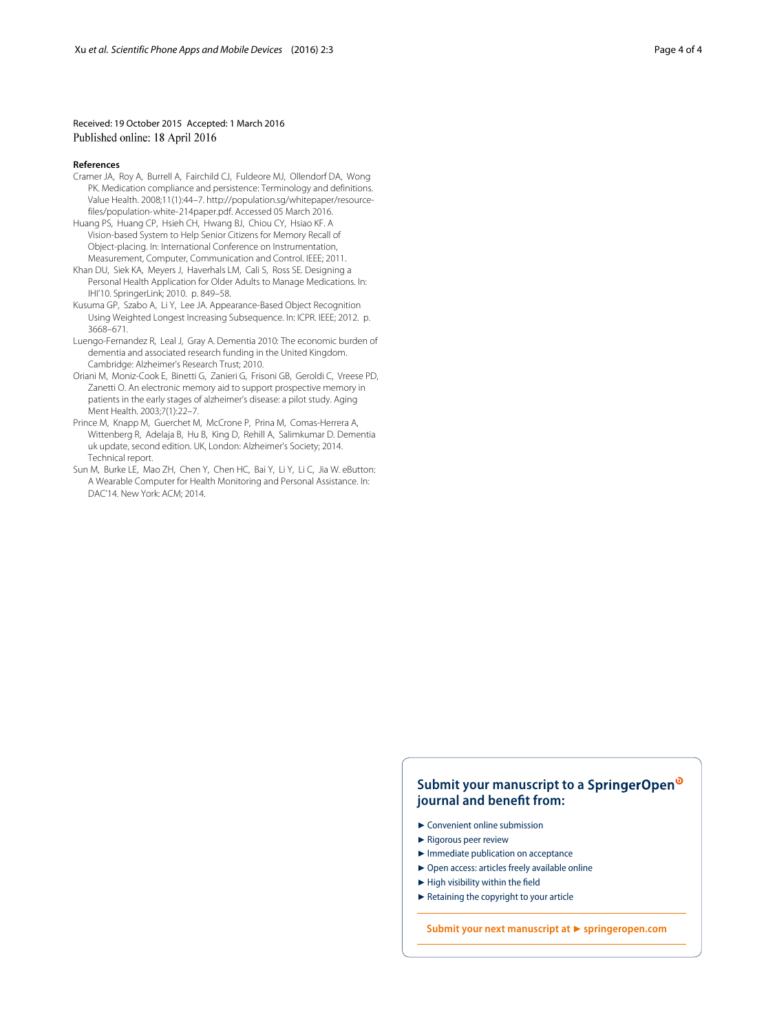Received: 19 October 2015 Accepted: 1 March 2016
Published online: 18 April 2016

## References

Cramer JA, Roy A, Burrell A, Fairchild CJ, Fuldeore MJ, Ollendorf DA, Wong PK. Medication compliance and persistence: Terminology and definitions. Value Health. 2008;11(1):44–7. http://population.sg/whitepaper/resource-files/population-white-214paper.pdf. Accessed 05 March 2016.

Huang PS, Huang CP, Hsieh CH, Hwang BJ, Chiou CY, Hsiao KF. A Vision-based System to Help Senior Citizens for Memory Recall of Object-placing. In: International Conference on Instrumentation, Measurement, Computer, Communication and Control. IEEE; 2011.

Khan DU, Siek KA, Meyers J, Haverhals LM, Cali S, Ross SE. Designing a Personal Health Application for Older Adults to Manage Medications. In: IHI'10. SpringerLink; 2010. p. 849–58.

Kusuma GP, Szabo A, Li Y, Lee JA. Appearance-Based Object Recognition Using Weighted Longest Increasing Subsequence. In: ICPR. IEEE; 2012. p. 3668–671.

Luengo-Fernandez R, Leal J, Gray A. Dementia 2010: The economic burden of dementia and associated research funding in the United Kingdom. Cambridge: Alzheimer's Research Trust; 2010.

Oriani M, Moniz-Cook E, Binetti G, Zanieri G, Frisoni GB, Geroldi C, Vreese PD, Zanetti O. An electronic memory aid to support prospective memory in patients in the early stages of alzheimer's disease: a pilot study. Aging Ment Health. 2003;7(1):22–7.

Prince M, Knapp M, Guerchet M, McCrone P, Prina M, Comas-Herrera A, Wittenberg R, Adelaja B, Hu B, King D, Rehill A, Salimkumar D. Dementia uk update, second edition. UK, London: Alzheimer's Society; 2014. Technical report.

Sun M, Burke LE, Mao ZH, Chen Y, Chen HC, Bai Y, Li Y, Li C, Jia W. eButton: A Wearable Computer for Health Monitoring and Personal Assistance. In: DAC'14. New York: ACM; 2014.

**Submit your manuscript to a SpringerOpen journal and benefit from:**

- ► Convenient online submission
- ► Rigorous peer review
- ► Immediate publication on acceptance
- ► Open access: articles freely available online
- ► High visibility within the field
- ► Retaining the copyright to your article

**Submit your next manuscript at ► springeropen.com**